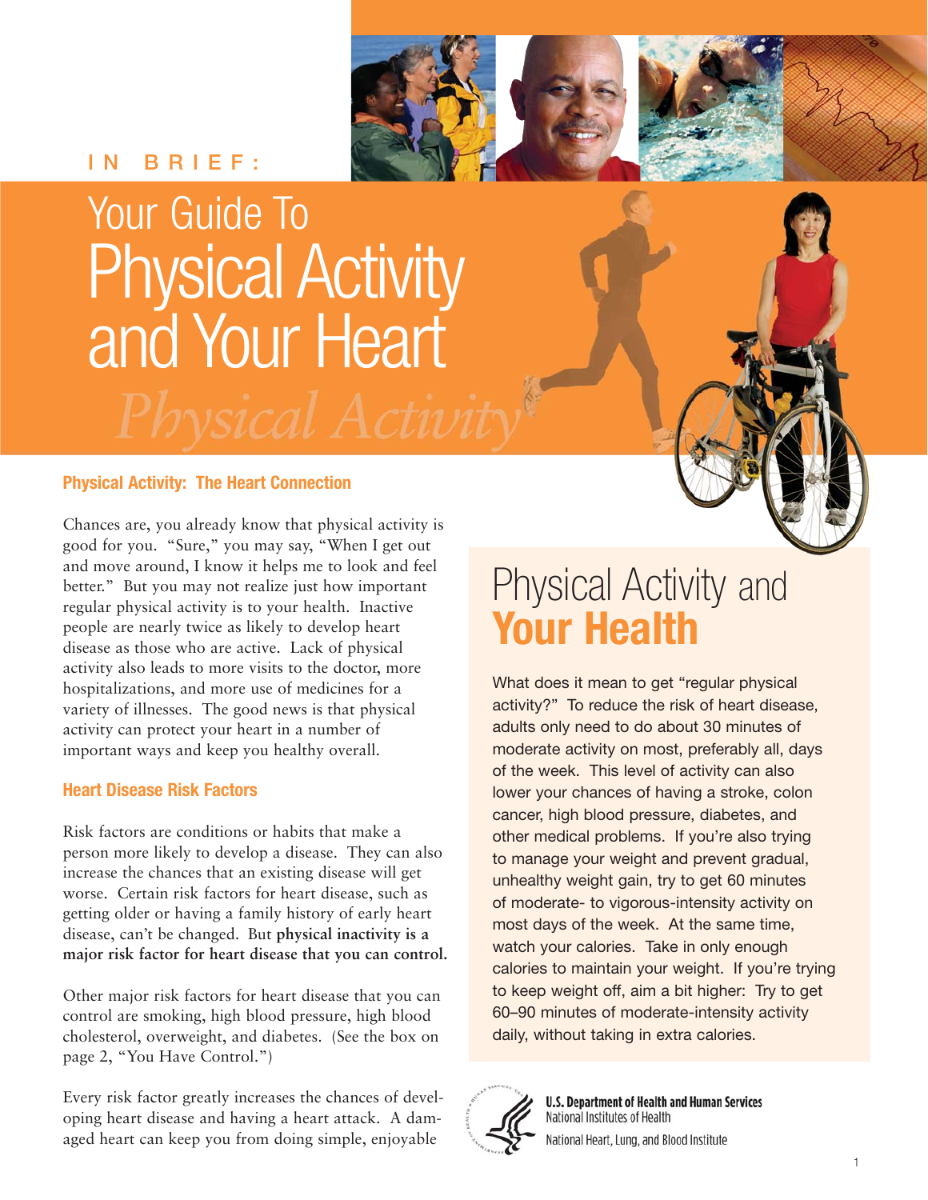IN BRIEF:

# Your Guide To Physical Activity and Your Heart

## Physical Activity: The Heart Connection

Chances are, you already know that physical activity is good for you. "Sure," you may say, "When I get out and move around, I know it helps me to look and feel better." But you may not realize just how important regular physical activity is to your health. Inactive people are nearly twice as likely to develop heart disease as those who are active. Lack of physical activity also leads to more visits to the doctor, more hospitalizations, and more use of medicines for a variety of illnesses. The good news is that physical activity can protect your heart in a number of important ways and keep you healthy overall.

## Heart Disease Risk Factors

Risk factors are conditions or habits that make a person more likely to develop a disease. They can also increase the chances that an existing disease will get worse. Certain risk factors for heart disease, such as getting older or having a family history of early heart disease, can't be changed. But **physical inactivity is a major risk factor for heart disease that you can control.**

Other major risk factors for heart disease that you can control are smoking, high blood pressure, high blood cholesterol, overweight, and diabetes. (See the box on page 2, "You Have Control.")

Every risk factor greatly increases the chances of developing heart disease and having a heart attack. A damaged heart can keep you from doing simple, enjoyable

## Physical Activity and **Your Health**

What does it mean to get "regular physical activity?" To reduce the risk of heart disease, adults only need to do about 30 minutes of moderate activity on most, preferably all, days of the week. This level of activity can also lower your chances of having a stroke, colon cancer, high blood pressure, diabetes, and other medical problems. If you're also trying to manage your weight and prevent gradual, unhealthy weight gain, try to get 60 minutes of moderate- to vigorous-intensity activity on most days of the week. At the same time, watch your calories. Take in only enough calories to maintain your weight. If you're trying to keep weight off, aim a bit higher: Try to get 60–90 minutes of moderate-intensity activity daily, without taking in extra calories.

U.S. Department of Health and Human Services
National Institutes of Health
National Heart, Lung, and Blood Institute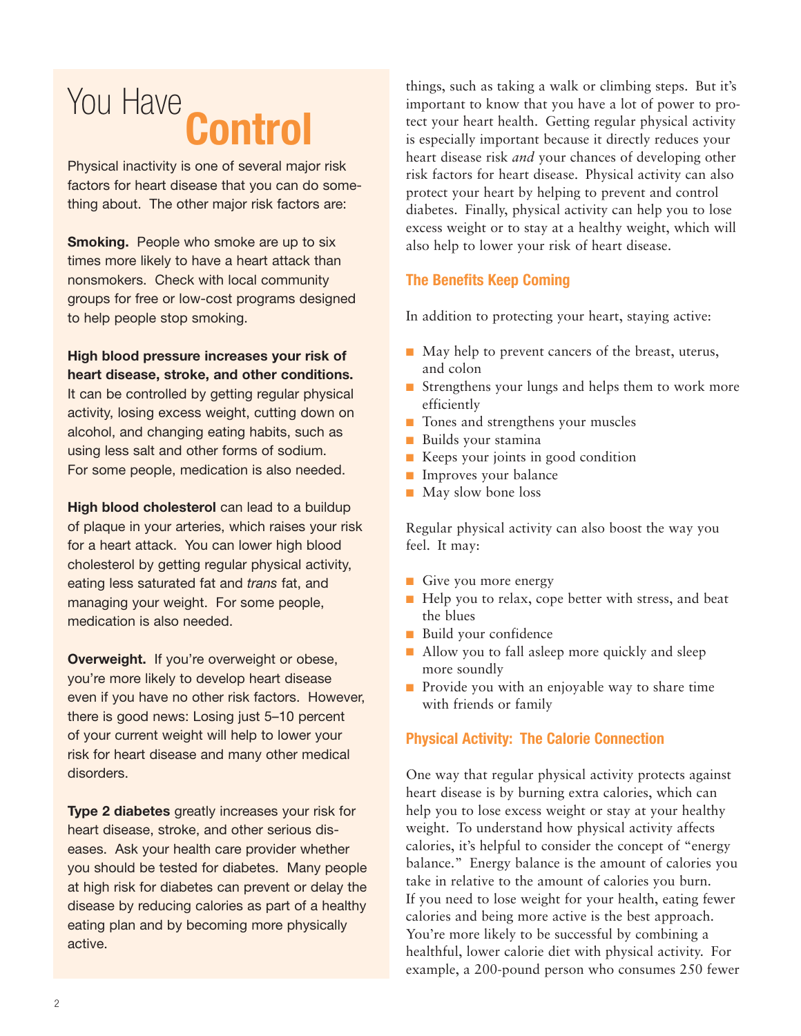# You Have Control

Physical inactivity is one of several major risk factors for heart disease that you can do something about. The other major risk factors are:

**Smoking.** People who smoke are up to six times more likely to have a heart attack than nonsmokers. Check with local community groups for free or low-cost programs designed to help people stop smoking.

**High blood pressure increases your risk of heart disease, stroke, and other conditions.** It can be controlled by getting regular physical activity, losing excess weight, cutting down on alcohol, and changing eating habits, such as using less salt and other forms of sodium. For some people, medication is also needed.

**High blood cholesterol** can lead to a buildup of plaque in your arteries, which raises your risk for a heart attack. You can lower high blood cholesterol by getting regular physical activity, eating less saturated fat and *trans* fat, and managing your weight. For some people, medication is also needed.

**Overweight.** If you're overweight or obese, you're more likely to develop heart disease even if you have no other risk factors. However, there is good news: Losing just 5–10 percent of your current weight will help to lower your risk for heart disease and many other medical disorders.

**Type 2 diabetes** greatly increases your risk for heart disease, stroke, and other serious diseases. Ask your health care provider whether you should be tested for diabetes. Many people at high risk for diabetes can prevent or delay the disease by reducing calories as part of a healthy eating plan and by becoming more physically active.

things, such as taking a walk or climbing steps. But it's important to know that you have a lot of power to protect your heart health. Getting regular physical activity is especially important because it directly reduces your heart disease risk *and* your chances of developing other risk factors for heart disease. Physical activity can also protect your heart by helping to prevent and control diabetes. Finally, physical activity can help you to lose excess weight or to stay at a healthy weight, which will also help to lower your risk of heart disease.

## The Benefits Keep Coming

In addition to protecting your heart, staying active:

- May help to prevent cancers of the breast, uterus, and colon
- Strengthens your lungs and helps them to work more efficiently
- Tones and strengthens your muscles
- Builds your stamina
- Keeps your joints in good condition
- Improves your balance
- May slow bone loss

Regular physical activity can also boost the way you feel. It may:

- Give you more energy
- Help you to relax, cope better with stress, and beat the blues
- Build your confidence
- Allow you to fall asleep more quickly and sleep more soundly
- Provide you with an enjoyable way to share time with friends or family

## Physical Activity: The Calorie Connection

One way that regular physical activity protects against heart disease is by burning extra calories, which can help you to lose excess weight or stay at your healthy weight. To understand how physical activity affects calories, it's helpful to consider the concept of "energy balance." Energy balance is the amount of calories you take in relative to the amount of calories you burn. If you need to lose weight for your health, eating fewer calories and being more active is the best approach. You're more likely to be successful by combining a healthful, lower calorie diet with physical activity. For example, a 200-pound person who consumes 250 fewer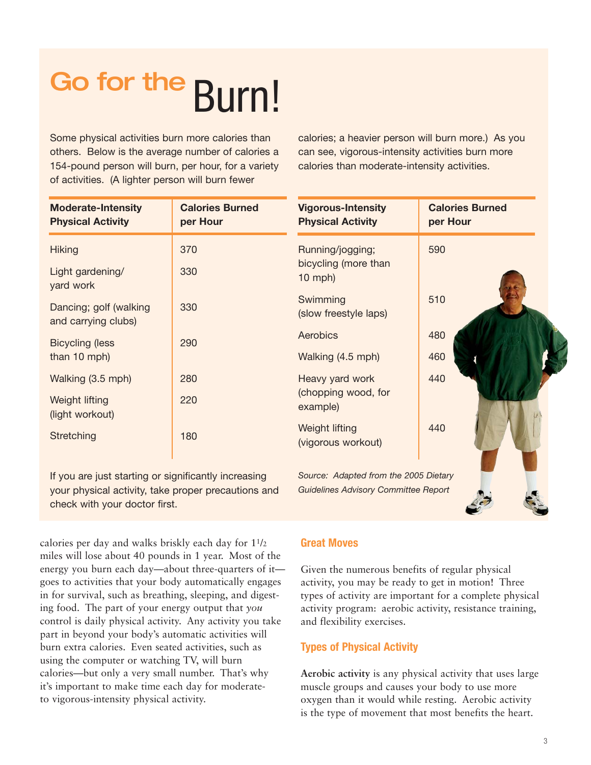# Go for the Burn!

Some physical activities burn more calories than others. Below is the average number of calories a 154-pound person will burn, per hour, for a variety of activities. (A lighter person will burn fewer calories; a heavier person will burn more.) As you can see, vigorous-intensity activities burn more calories than moderate-intensity activities.

| Moderate-Intensity Physical Activity | Calories Burned per Hour |
|---|---|
| Hiking | 370 |
| Light gardening/ yard work | 330 |
| Dancing; golf (walking and carrying clubs) | 330 |
| Bicycling (less than 10 mph) | 290 |
| Walking (3.5 mph) | 280 |
| Weight lifting (light workout) | 220 |
| Stretching | 180 |

| Vigorous-Intensity Physical Activity | Calories Burned per Hour |
|---|---|
| Running/jogging; bicycling (more than 10 mph) | 590 |
| Swimming (slow freestyle laps) | 510 |
| Aerobics | 480 |
| Walking (4.5 mph) | 460 |
| Heavy yard work (chopping wood, for example) | 440 |
| Weight lifting (vigorous workout) | 440 |

If you are just starting or significantly increasing your physical activity, take proper precautions and check with your doctor first.

*Source: Adapted from the 2005 Dietary Guidelines Advisory Committee Report*

calories per day and walks briskly each day for 1½ miles will lose about 40 pounds in 1 year. Most of the energy you burn each day—about three-quarters of it—goes to activities that your body automatically engages in for survival, such as breathing, sleeping, and digesting food. The part of your energy output that *you* control is daily physical activity. Any activity you take part in beyond your body's automatic activities will burn extra calories. Even seated activities, such as using the computer or watching TV, will burn calories—but only a very small number. That's why it's important to make time each day for moderate- to vigorous-intensity physical activity.

## Great Moves

Given the numerous benefits of regular physical activity, you may be ready to get in motion! Three types of activity are important for a complete physical activity program: aerobic activity, resistance training, and flexibility exercises.

## Types of Physical Activity

**Aerobic activity** is any physical activity that uses large muscle groups and causes your body to use more oxygen than it would while resting. Aerobic activity is the type of movement that most benefits the heart.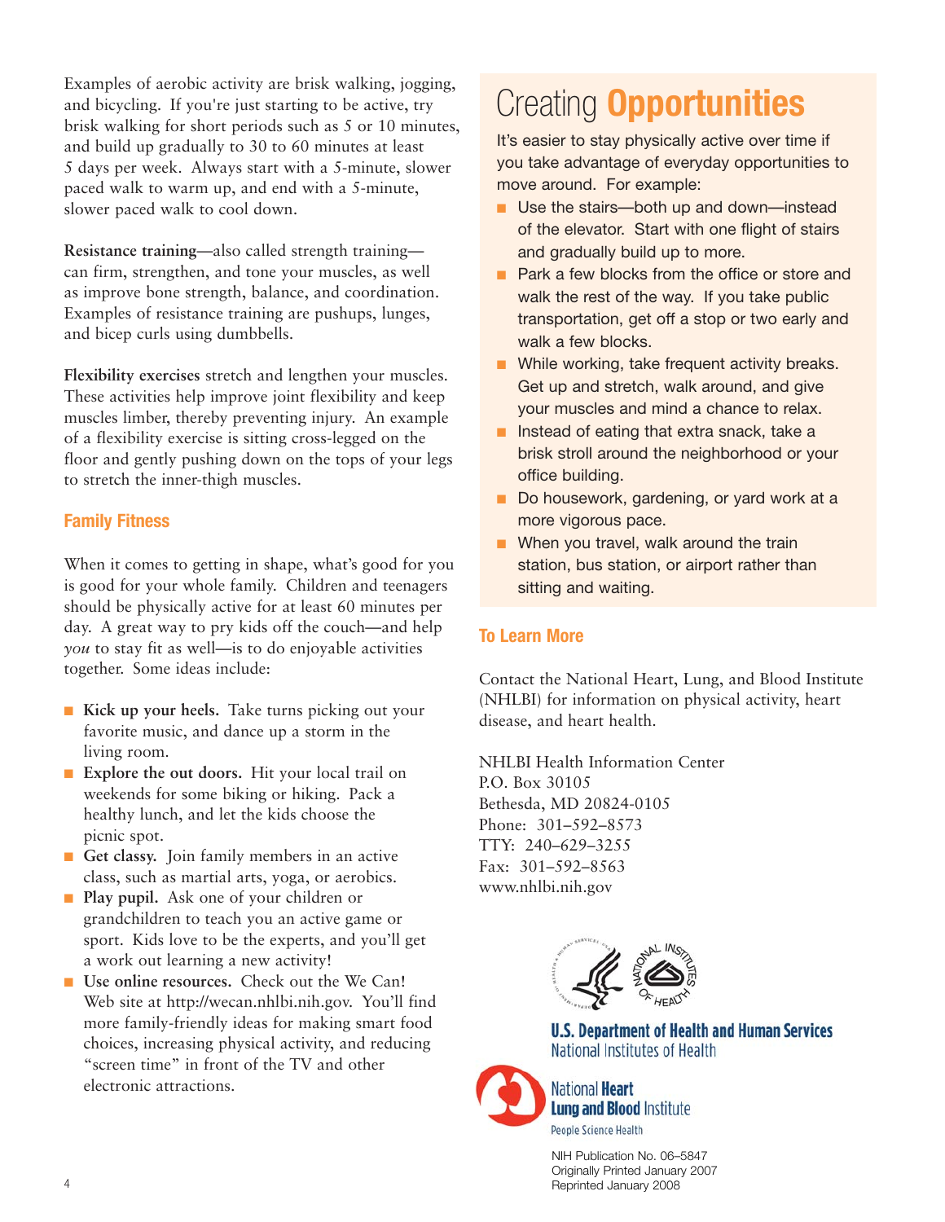Examples of aerobic activity are brisk walking, jogging, and bicycling. If you're just starting to be active, try brisk walking for short periods such as 5 or 10 minutes, and build up gradually to 30 to 60 minutes at least 5 days per week. Always start with a 5-minute, slower paced walk to warm up, and end with a 5-minute, slower paced walk to cool down.

**Resistance training**—also called strength training—can firm, strengthen, and tone your muscles, as well as improve bone strength, balance, and coordination. Examples of resistance training are pushups, lunges, and bicep curls using dumbbells.

**Flexibility exercises** stretch and lengthen your muscles. These activities help improve joint flexibility and keep muscles limber, thereby preventing injury. An example of a flexibility exercise is sitting cross-legged on the floor and gently pushing down on the tops of your legs to stretch the inner-thigh muscles.

## Family Fitness

When it comes to getting in shape, what's good for you is good for your whole family. Children and teenagers should be physically active for at least 60 minutes per day. A great way to pry kids off the couch—and help *you* to stay fit as well—is to do enjoyable activities together. Some ideas include:

- **Kick up your heels.** Take turns picking out your favorite music, and dance up a storm in the living room.
- **Explore the out doors.** Hit your local trail on weekends for some biking or hiking. Pack a healthy lunch, and let the kids choose the picnic spot.
- **Get classy.** Join family members in an active class, such as martial arts, yoga, or aerobics.
- **Play pupil.** Ask one of your children or grandchildren to teach you an active game or sport. Kids love to be the experts, and you'll get a work out learning a new activity!
- **Use online resources.** Check out the We Can! Web site at http://wecan.nhlbi.nih.gov. You'll find more family-friendly ideas for making smart food choices, increasing physical activity, and reducing "screen time" in front of the TV and other electronic attractions.

## Creating Opportunities

It's easier to stay physically active over time if you take advantage of everyday opportunities to move around. For example:

- Use the stairs—both up and down—instead of the elevator. Start with one flight of stairs and gradually build up to more.
- Park a few blocks from the office or store and walk the rest of the way. If you take public transportation, get off a stop or two early and walk a few blocks.
- While working, take frequent activity breaks. Get up and stretch, walk around, and give your muscles and mind a chance to relax.
- Instead of eating that extra snack, take a brisk stroll around the neighborhood or your office building.
- Do housework, gardening, or yard work at a more vigorous pace.
- When you travel, walk around the train station, bus station, or airport rather than sitting and waiting.

## To Learn More

Contact the National Heart, Lung, and Blood Institute (NHLBI) for information on physical activity, heart disease, and heart health.

NHLBI Health Information Center
P.O. Box 30105
Bethesda, MD 20824-0105
Phone: 301–592–8573
TTY: 240–629–3255
Fax: 301–592–8563
www.nhlbi.nih.gov

U.S. Department of Health and Human Services
National Institutes of Health

National Heart Lung and Blood Institute
People Science Health

NIH Publication No. 06–5847
Originally Printed January 2007
Reprinted January 2008